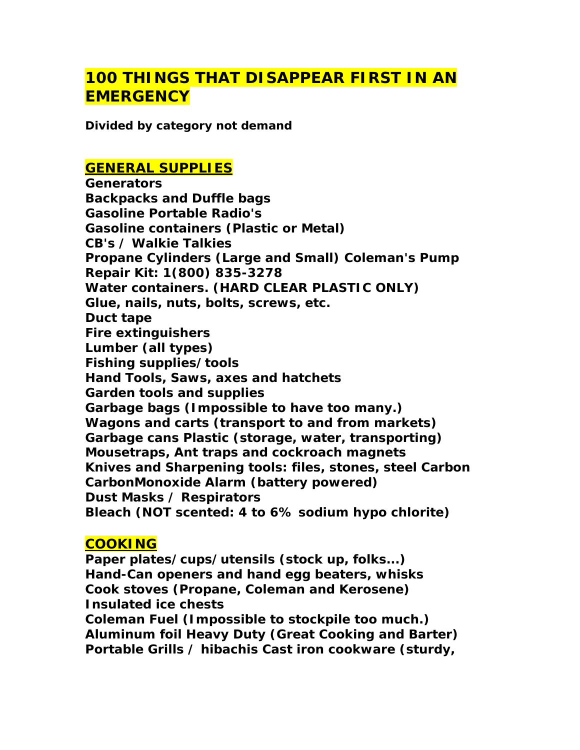# 100 THINGS THAT DISAPPEAR FIRST IN AN EMERGENCY

**Divided by category not demand**

## GENERAL SUPPLIES

**Generators**
**Backpacks and Duffle bags**
**Gasoline Portable Radio's**
**Gasoline containers (Plastic or Metal)**
**CB's / Walkie Talkies**
**Propane Cylinders (Large and Small) Coleman's Pump Repair Kit: 1(800) 835-3278**
**Water containers. (HARD CLEAR PLASTIC ONLY)**
**Glue, nails, nuts, bolts, screws, etc.**
**Duct tape**
**Fire extinguishers**
**Lumber (all types)**
**Fishing supplies/tools**
**Hand Tools, Saws, axes and hatchets**
**Garden tools and supplies**
**Garbage bags (Impossible to have too many.)**
**Wagons and carts (transport to and from markets)**
**Garbage cans Plastic (storage, water, transporting)**
**Mousetraps, Ant traps and cockroach magnets**
**Knives and Sharpening tools: files, stones, steel Carbon**
**CarbonMonoxide Alarm (battery powered)**
**Dust Masks / Respirators**
**Bleach (NOT scented: 4 to 6% sodium hypo chlorite)**

## COOKING

**Paper plates/cups/utensils (stock up, folks...)**
**Hand-Can openers and hand egg beaters, whisks**
**Cook stoves (Propane, Coleman and Kerosene)**
**Insulated ice chests**
**Coleman Fuel (Impossible to stockpile too much.)**
**Aluminum foil Heavy Duty (Great Cooking and Barter)**
**Portable Grills / hibachis Cast iron cookware (sturdy,**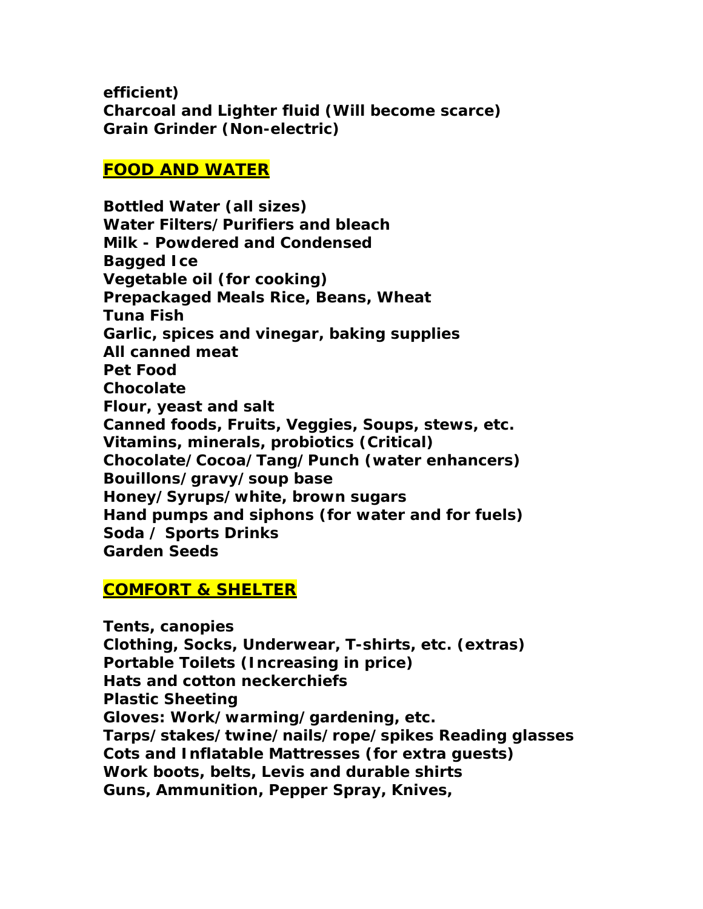**efficient)**
**Charcoal and Lighter fluid (Will become scarce)**
**Grain Grinder (Non-electric)**

## FOOD AND WATER

**Bottled Water (all sizes)**
**Water Filters/Purifiers and bleach**
**Milk - Powdered and Condensed**
**Bagged Ice**
**Vegetable oil (for cooking)**
**Prepackaged Meals Rice, Beans, Wheat**
**Tuna Fish**
**Garlic, spices and vinegar, baking supplies**
**All canned meat**
**Pet Food**
**Chocolate**
**Flour, yeast and salt**
**Canned foods, Fruits, Veggies, Soups, stews, etc.**
**Vitamins, minerals, probiotics (Critical)**
**Chocolate/Cocoa/Tang/Punch (water enhancers)**
**Bouillons/gravy/soup base**
**Honey/Syrups/white, brown sugars**
**Hand pumps and siphons (for water and for fuels)**
**Soda / Sports Drinks**
**Garden Seeds**

## COMFORT & SHELTER

**Tents, canopies**
**Clothing, Socks, Underwear, T-shirts, etc. (extras)**
**Portable Toilets (Increasing in price)**
**Hats and cotton neckerchiefs**
**Plastic Sheeting**
**Gloves: Work/warming/gardening, etc.**
**Tarps/stakes/twine/nails/rope/spikes Reading glasses**
**Cots and Inflatable Mattresses (for extra guests)**
**Work boots, belts, Levis and durable shirts**
**Guns, Ammunition, Pepper Spray, Knives,**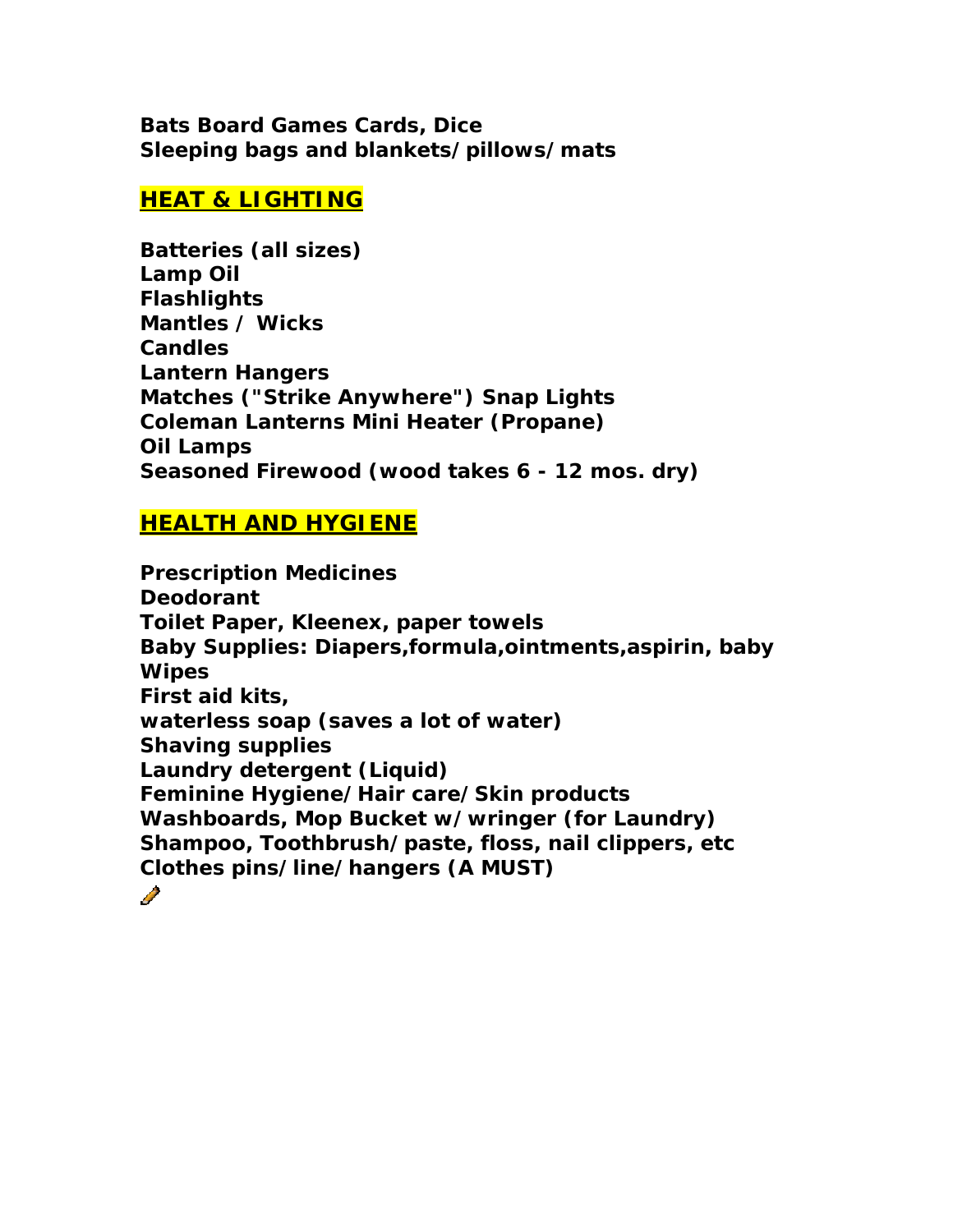**Bats Board Games Cards, Dice**
**Sleeping bags and blankets/pillows/mats**

## HEAT & LIGHTING

**Batteries (all sizes)**
**Lamp Oil**
**Flashlights**
**Mantles / Wicks**
**Candles**
**Lantern Hangers**
**Matches ("Strike Anywhere") Snap Lights**
**Coleman Lanterns Mini Heater (Propane)**
**Oil Lamps**
**Seasoned Firewood (wood takes 6 - 12 mos. dry)**

## HEALTH AND HYGIENE

**Prescription Medicines**
**Deodorant**
**Toilet Paper, Kleenex, paper towels**
**Baby Supplies: Diapers,formula,ointments,aspirin, baby Wipes**
**First aid kits,**
**waterless soap (saves a lot of water)**
**Shaving supplies**
**Laundry detergent (Liquid)**
**Feminine Hygiene/Hair care/Skin products**
**Washboards, Mop Bucket w/wringer (for Laundry)**
**Shampoo, Toothbrush/paste, floss, nail clippers, etc**
**Clothes pins/line/hangers (A MUST)**